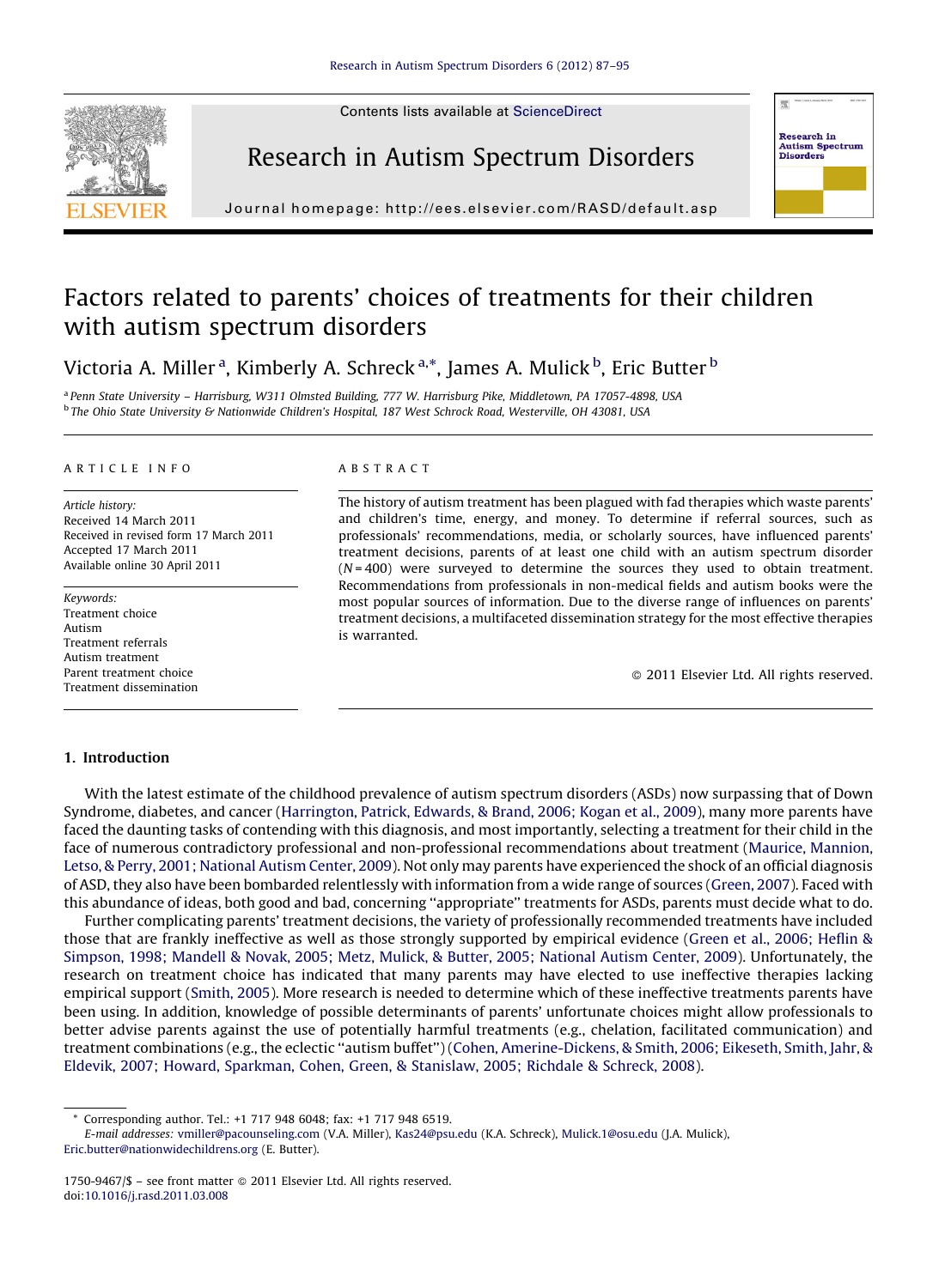Contents lists available at ScienceDirect

Research in Autism Spectrum Disorders

Journal homepage: http://ees.elsevier.com/RASD/default.asp

# Factors related to parents' choices of treatments for their children with autism spectrum disorders

Victoria A. Miller [a], Kimberly A. Schreck [a,*], James A. Mulick [b], Eric Butter [b]

[a] Penn State University – Harrisburg, W311 Olmsted Building, 777 W. Harrisburg Pike, Middletown, PA 17057-4898, USA
[b] The Ohio State University & Nationwide Children's Hospital, 187 West Schrock Road, Westerville, OH 43081, USA

ARTICLE INFO

*Article history:*
Received 14 March 2011
Received in revised form 17 March 2011
Accepted 17 March 2011
Available online 30 April 2011

*Keywords:*
Treatment choice
Autism
Treatment referrals
Autism treatment
Parent treatment choice
Treatment dissemination

ABSTRACT

The history of autism treatment has been plagued with fad therapies which waste parents' and children's time, energy, and money. To determine if referral sources, such as professionals' recommendations, media, or scholarly sources, have influenced parents' treatment decisions, parents of at least one child with an autism spectrum disorder ($N = 400$) were surveyed to determine the sources they used to obtain treatment. Recommendations from professionals in non-medical fields and autism books were the most popular sources of information. Due to the diverse range of influences on parents' treatment decisions, a multifaceted dissemination strategy for the most effective therapies is warranted.

© 2011 Elsevier Ltd. All rights reserved.

## 1. Introduction

With the latest estimate of the childhood prevalence of autism spectrum disorders (ASDs) now surpassing that of Down Syndrome, diabetes, and cancer (Harrington, Patrick, Edwards, & Brand, 2006; Kogan et al., 2009), many more parents have faced the daunting tasks of contending with this diagnosis, and most importantly, selecting a treatment for their child in the face of numerous contradictory professional and non-professional recommendations about treatment (Maurice, Mannion, Letso, & Perry, 2001; National Autism Center, 2009). Not only may parents have experienced the shock of an official diagnosis of ASD, they also have been bombarded relentlessly with information from a wide range of sources (Green, 2007). Faced with this abundance of ideas, both good and bad, concerning "appropriate" treatments for ASDs, parents must decide what to do.

Further complicating parents' treatment decisions, the variety of professionally recommended treatments have included those that are frankly ineffective as well as those strongly supported by empirical evidence (Green et al., 2006; Heflin & Simpson, 1998; Mandell & Novak, 2005; Metz, Mulick, & Butter, 2005; National Autism Center, 2009). Unfortunately, the research on treatment choice has indicated that many parents may have elected to use ineffective therapies lacking empirical support (Smith, 2005). More research is needed to determine which of these ineffective treatments parents have been using. In addition, knowledge of possible determinants of parents' unfortunate choices might allow professionals to better advise parents against the use of potentially harmful treatments (e.g., chelation, facilitated communication) and treatment combinations (e.g., the eclectic "autism buffet") (Cohen, Amerine-Dickens, & Smith, 2006; Eikeseth, Smith, Jahr, & Eldevik, 2007; Howard, Sparkman, Cohen, Green, & Stanislaw, 2005; Richdale & Schreck, 2008).

* Corresponding author. Tel.: +1 717 948 6048; fax: +1 717 948 6519.
E-mail addresses: vmiller@pacounseling.com (V.A. Miller), Kas24@psu.edu (K.A. Schreck), Mulick.1@osu.edu (J.A. Mulick), Eric.butter@nationwidechildrens.org (E. Butter).

1750-9467/$ – see front matter © 2011 Elsevier Ltd. All rights reserved.
doi:10.1016/j.rasd.2011.03.008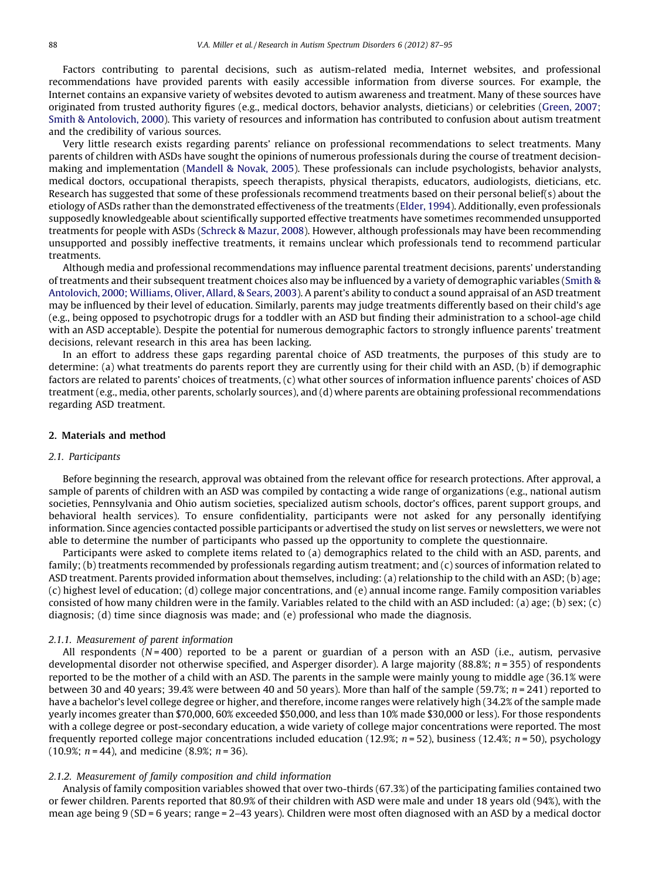Factors contributing to parental decisions, such as autism-related media, Internet websites, and professional recommendations have provided parents with easily accessible information from diverse sources. For example, the Internet contains an expansive variety of websites devoted to autism awareness and treatment. Many of these sources have originated from trusted authority figures (e.g., medical doctors, behavior analysts, dieticians) or celebrities (Green, 2007; Smith & Antolovich, 2000). This variety of resources and information has contributed to confusion about autism treatment and the credibility of various sources.

Very little research exists regarding parents' reliance on professional recommendations to select treatments. Many parents of children with ASDs have sought the opinions of numerous professionals during the course of treatment decision-making and implementation (Mandell & Novak, 2005). These professionals can include psychologists, behavior analysts, medical doctors, occupational therapists, speech therapists, physical therapists, educators, audiologists, dieticians, etc. Research has suggested that some of these professionals recommend treatments based on their personal belief(s) about the etiology of ASDs rather than the demonstrated effectiveness of the treatments (Elder, 1994). Additionally, even professionals supposedly knowledgeable about scientifically supported effective treatments have sometimes recommended unsupported treatments for people with ASDs (Schreck & Mazur, 2008). However, although professionals may have been recommending unsupported and possibly ineffective treatments, it remains unclear which professionals tend to recommend particular treatments.

Although media and professional recommendations may influence parental treatment decisions, parents' understanding of treatments and their subsequent treatment choices also may be influenced by a variety of demographic variables (Smith & Antolovich, 2000; Williams, Oliver, Allard, & Sears, 2003). A parent's ability to conduct a sound appraisal of an ASD treatment may be influenced by their level of education. Similarly, parents may judge treatments differently based on their child's age (e.g., being opposed to psychotropic drugs for a toddler with an ASD but finding their administration to a school-age child with an ASD acceptable). Despite the potential for numerous demographic factors to strongly influence parents' treatment decisions, relevant research in this area has been lacking.

In an effort to address these gaps regarding parental choice of ASD treatments, the purposes of this study are to determine: (a) what treatments do parents report they are currently using for their child with an ASD, (b) if demographic factors are related to parents' choices of treatments, (c) what other sources of information influence parents' choices of ASD treatment (e.g., media, other parents, scholarly sources), and (d) where parents are obtaining professional recommendations regarding ASD treatment.

## 2. Materials and method

### 2.1. Participants

Before beginning the research, approval was obtained from the relevant office for research protections. After approval, a sample of parents of children with an ASD was compiled by contacting a wide range of organizations (e.g., national autism societies, Pennsylvania and Ohio autism societies, specialized autism schools, doctor's offices, parent support groups, and behavioral health services). To ensure confidentiality, participants were not asked for any personally identifying information. Since agencies contacted possible participants or advertised the study on list serves or newsletters, we were not able to determine the number of participants who passed up the opportunity to complete the questionnaire.

Participants were asked to complete items related to (a) demographics related to the child with an ASD, parents, and family; (b) treatments recommended by professionals regarding autism treatment; and (c) sources of information related to ASD treatment. Parents provided information about themselves, including: (a) relationship to the child with an ASD; (b) age; (c) highest level of education; (d) college major concentrations, and (e) annual income range. Family composition variables consisted of how many children were in the family. Variables related to the child with an ASD included: (a) age; (b) sex; (c) diagnosis; (d) time since diagnosis was made; and (e) professional who made the diagnosis.

#### 2.1.1. Measurement of parent information

All respondents ($N = 400$) reported to be a parent or guardian of a person with an ASD (i.e., autism, pervasive developmental disorder not otherwise specified, and Asperger disorder). A large majority (88.8%; $n = 355$) of respondents reported to be the mother of a child with an ASD. The parents in the sample were mainly young to middle age (36.1% were between 30 and 40 years; 39.4% were between 40 and 50 years). More than half of the sample (59.7%; $n = 241$) reported to have a bachelor's level college degree or higher, and therefore, income ranges were relatively high (34.2% of the sample made yearly incomes greater than \$70,000, 60% exceeded \$50,000, and less than 10% made \$30,000 or less). For those respondents with a college degree or post-secondary education, a wide variety of college major concentrations were reported. The most frequently reported college major concentrations included education (12.9%; $n = 52$), business (12.4%; $n = 50$), psychology (10.9%; $n = 44$), and medicine (8.9%; $n = 36$).

#### 2.1.2. Measurement of family composition and child information

Analysis of family composition variables showed that over two-thirds (67.3%) of the participating families contained two or fewer children. Parents reported that 80.9% of their children with ASD were male and under 18 years old (94%), with the mean age being 9 (SD = 6 years; range = 2–43 years). Children were most often diagnosed with an ASD by a medical doctor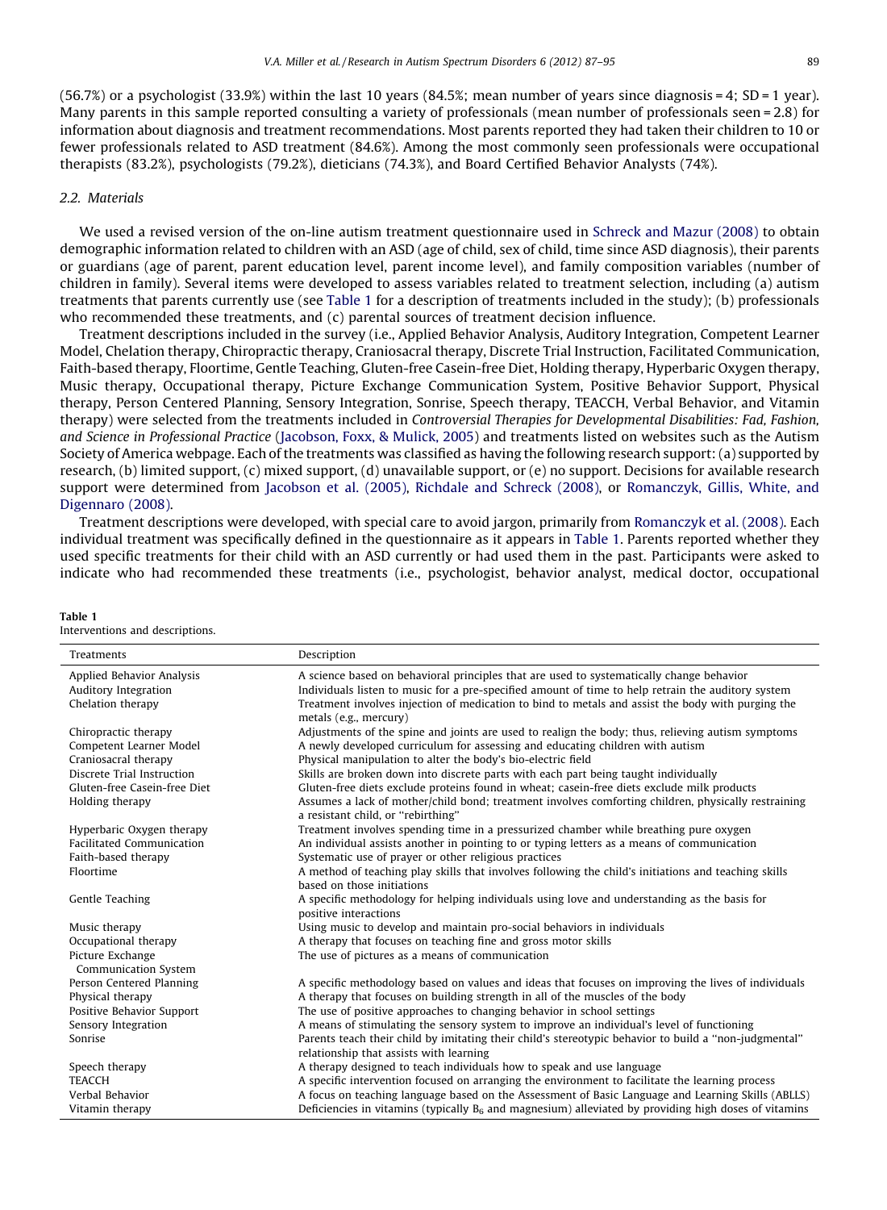(56.7%) or a psychologist (33.9%) within the last 10 years (84.5%; mean number of years since diagnosis = 4; SD = 1 year). Many parents in this sample reported consulting a variety of professionals (mean number of professionals seen = 2.8) for information about diagnosis and treatment recommendations. Most parents reported they had taken their children to 10 or fewer professionals related to ASD treatment (84.6%). Among the most commonly seen professionals were occupational therapists (83.2%), psychologists (79.2%), dieticians (74.3%), and Board Certified Behavior Analysts (74%).

### 2.2. Materials

We used a revised version of the on-line autism treatment questionnaire used in Schreck and Mazur (2008) to obtain demographic information related to children with an ASD (age of child, sex of child, time since ASD diagnosis), their parents or guardians (age of parent, parent education level, parent income level), and family composition variables (number of children in family). Several items were developed to assess variables related to treatment selection, including (a) autism treatments that parents currently use (see Table 1 for a description of treatments included in the study); (b) professionals who recommended these treatments, and (c) parental sources of treatment decision influence.

Treatment descriptions included in the survey (i.e., Applied Behavior Analysis, Auditory Integration, Competent Learner Model, Chelation therapy, Chiropractic therapy, Craniosacral therapy, Discrete Trial Instruction, Facilitated Communication, Faith-based therapy, Floortime, Gentle Teaching, Gluten-free Casein-free Diet, Holding therapy, Hyperbaric Oxygen therapy, Music therapy, Occupational therapy, Picture Exchange Communication System, Positive Behavior Support, Physical therapy, Person Centered Planning, Sensory Integration, Sonrise, Speech therapy, TEACCH, Verbal Behavior, and Vitamin therapy) were selected from the treatments included in *Controversial Therapies for Developmental Disabilities: Fad, Fashion, and Science in Professional Practice* (Jacobson, Foxx, & Mulick, 2005) and treatments listed on websites such as the Autism Society of America webpage. Each of the treatments was classified as having the following research support: (a) supported by research, (b) limited support, (c) mixed support, (d) unavailable support, or (e) no support. Decisions for available research support were determined from Jacobson et al. (2005), Richdale and Schreck (2008), or Romanczyk, Gillis, White, and Digennaro (2008).

Treatment descriptions were developed, with special care to avoid jargon, primarily from Romanczyk et al. (2008). Each individual treatment was specifically defined in the questionnaire as it appears in Table 1. Parents reported whether they used specific treatments for their child with an ASD currently or had used them in the past. Participants were asked to indicate who had recommended these treatments (i.e., psychologist, behavior analyst, medical doctor, occupational

**Table 1**
Interventions and descriptions.

| Treatments | Description |
|---|---|
| Applied Behavior Analysis | A science based on behavioral principles that are used to systematically change behavior |
| Auditory Integration | Individuals listen to music for a pre-specified amount of time to help retrain the auditory system |
| Chelation therapy | Treatment involves injection of medication to bind to metals and assist the body with purging the metals (e.g., mercury) |
| Chiropractic therapy | Adjustments of the spine and joints are used to realign the body; thus, relieving autism symptoms |
| Competent Learner Model | A newly developed curriculum for assessing and educating children with autism |
| Craniosacral therapy | Physical manipulation to alter the body's bio-electric field |
| Discrete Trial Instruction | Skills are broken down into discrete parts with each part being taught individually |
| Gluten-free Casein-free Diet | Gluten-free diets exclude proteins found in wheat; casein-free diets exclude milk products |
| Holding therapy | Assumes a lack of mother/child bond; treatment involves comforting children, physically restraining a resistant child, or "rebirthing" |
| Hyperbaric Oxygen therapy | Treatment involves spending time in a pressurized chamber while breathing pure oxygen |
| Facilitated Communication | An individual assists another in pointing to or typing letters as a means of communication |
| Faith-based therapy | Systematic use of prayer or other religious practices |
| Floortime | A method of teaching play skills that involves following the child's initiations and teaching skills based on those initiations |
| Gentle Teaching | A specific methodology for helping individuals using love and understanding as the basis for positive interactions |
| Music therapy | Using music to develop and maintain pro-social behaviors in individuals |
| Occupational therapy | A therapy that focuses on teaching fine and gross motor skills |
| Picture Exchange Communication System | The use of pictures as a means of communication |
| Person Centered Planning | A specific methodology based on values and ideas that focuses on improving the lives of individuals |
| Physical therapy | A therapy that focuses on building strength in all of the muscles of the body |
| Positive Behavior Support | The use of positive approaches to changing behavior in school settings |
| Sensory Integration | A means of stimulating the sensory system to improve an individual's level of functioning |
| Sonrise | Parents teach their child by imitating their child's stereotypic behavior to build a "non-judgmental" relationship that assists with learning |
| Speech therapy | A therapy designed to teach individuals how to speak and use language |
| TEACCH | A specific intervention focused on arranging the environment to facilitate the learning process |
| Verbal Behavior | A focus on teaching language based on the Assessment of Basic Language and Learning Skills (ABLLS) |
| Vitamin therapy | Deficiencies in vitamins (typically $B_6$ and magnesium) alleviated by providing high doses of vitamins |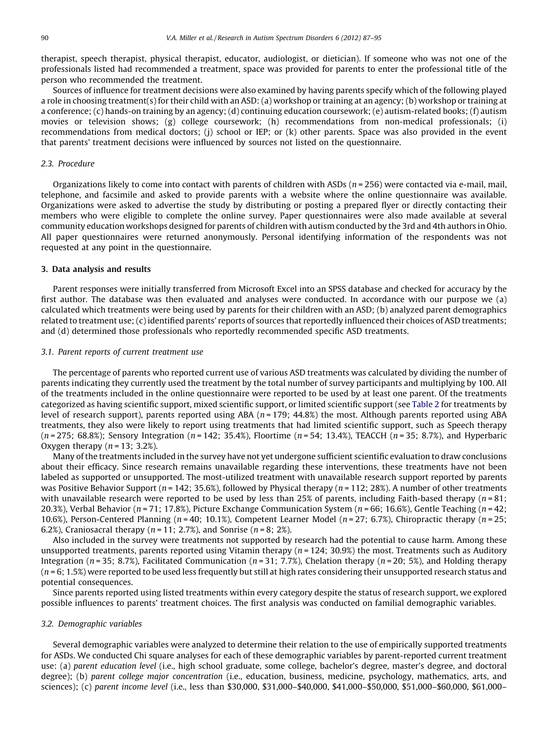therapist, speech therapist, physical therapist, educator, audiologist, or dietician). If someone who was not one of the professionals listed had recommended a treatment, space was provided for parents to enter the professional title of the person who recommended the treatment.

Sources of influence for treatment decisions were also examined by having parents specify which of the following played a role in choosing treatment(s) for their child with an ASD: (a) workshop or training at an agency; (b) workshop or training at a conference; (c) hands-on training by an agency; (d) continuing education coursework; (e) autism-related books; (f) autism movies or television shows; (g) college coursework; (h) recommendations from non-medical professionals; (i) recommendations from medical doctors; (j) school or IEP; or (k) other parents. Space was also provided in the event that parents' treatment decisions were influenced by sources not listed on the questionnaire.

### 2.3. Procedure

Organizations likely to come into contact with parents of children with ASDs ($n = 256$) were contacted via e-mail, mail, telephone, and facsimile and asked to provide parents with a website where the online questionnaire was available. Organizations were asked to advertise the study by distributing or posting a prepared flyer or directly contacting their members who were eligible to complete the online survey. Paper questionnaires were also made available at several community education workshops designed for parents of children with autism conducted by the 3rd and 4th authors in Ohio. All paper questionnaires were returned anonymously. Personal identifying information of the respondents was not requested at any point in the questionnaire.

## 3. Data analysis and results

Parent responses were initially transferred from Microsoft Excel into an SPSS database and checked for accuracy by the first author. The database was then evaluated and analyses were conducted. In accordance with our purpose we (a) calculated which treatments were being used by parents for their children with an ASD; (b) analyzed parent demographics related to treatment use; (c) identified parents' reports of sources that reportedly influenced their choices of ASD treatments; and (d) determined those professionals who reportedly recommended specific ASD treatments.

### 3.1. Parent reports of current treatment use

The percentage of parents who reported current use of various ASD treatments was calculated by dividing the number of parents indicating they currently used the treatment by the total number of survey participants and multiplying by 100. All of the treatments included in the online questionnaire were reported to be used by at least one parent. Of the treatments categorized as having scientific support, mixed scientific support, or limited scientific support (see Table 2 for treatments by level of research support), parents reported using ABA ($n = 179$; 44.8%) the most. Although parents reported using ABA treatments, they also were likely to report using treatments that had limited scientific support, such as Speech therapy ($n = 275$; 68.8%); Sensory Integration ($n = 142$; 35.4%), Floortime ($n = 54$; 13.4%), TEACCH ($n = 35$; 8.7%), and Hyperbaric Oxygen therapy ($n = 13$; 3.2%).

Many of the treatments included in the survey have not yet undergone sufficient scientific evaluation to draw conclusions about their efficacy. Since research remains unavailable regarding these interventions, these treatments have not been labeled as supported or unsupported. The most-utilized treatment with unavailable research support reported by parents was Positive Behavior Support ($n = 142$; 35.6%), followed by Physical therapy ($n = 112$; 28%). A number of other treatments with unavailable research were reported to be used by less than 25% of parents, including Faith-based therapy ($n = 81$; 20.3%), Verbal Behavior ($n = 71$; 17.8%), Picture Exchange Communication System ($n = 66$; 16.6%), Gentle Teaching ($n = 42$; 10.6%), Person-Centered Planning ($n = 40$; 10.1%), Competent Learner Model ($n = 27$; 6.7%), Chiropractic therapy ($n = 25$; 6.2%), Craniosacral therapy ($n = 11$; 2.7%), and Sonrise ($n = 8$; 2%).

Also included in the survey were treatments not supported by research had the potential to cause harm. Among these unsupported treatments, parents reported using Vitamin therapy ($n = 124$; 30.9%) the most. Treatments such as Auditory Integration ($n = 35$; 8.7%), Facilitated Communication ($n = 31$; 7.7%), Chelation therapy ($n = 20$; 5%), and Holding therapy ($n = 6$; 1.5%) were reported to be used less frequently but still at high rates considering their unsupported research status and potential consequences.

Since parents reported using listed treatments within every category despite the status of research support, we explored possible influences to parents' treatment choices. The first analysis was conducted on familial demographic variables.

### 3.2. Demographic variables

Several demographic variables were analyzed to determine their relation to the use of empirically supported treatments for ASDs. We conducted Chi square analyses for each of these demographic variables by parent-reported current treatment use: (a) *parent education level* (i.e., high school graduate, some college, bachelor's degree, master's degree, and doctoral degree); (b) *parent college major concentration* (i.e., education, business, medicine, psychology, mathematics, arts, and sciences); (c) *parent income level* (i.e., less than \$30,000, \$31,000–\$40,000, \$41,000–\$50,000, \$51,000–\$60,000, \$61,000–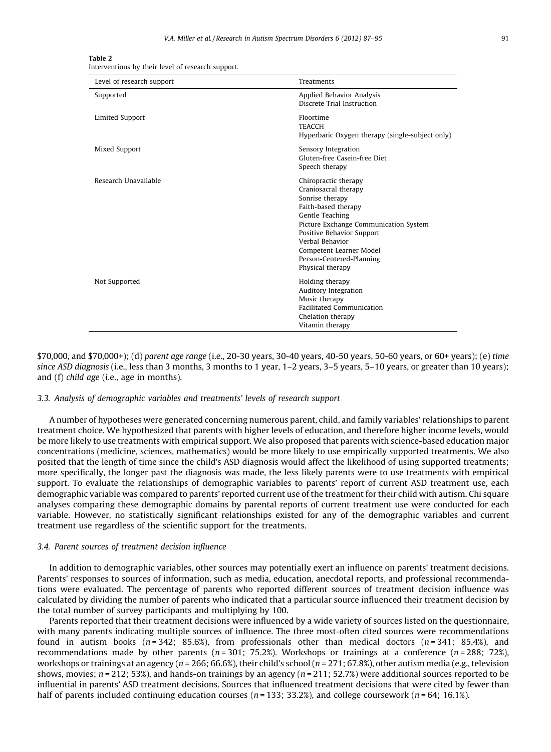Table 2
Interventions by their level of research support.

| Level of research support | Treatments |
|---|---|
| Supported | Applied Behavior Analysis<br>Discrete Trial Instruction |
| Limited Support | Floortime<br>TEACCH<br>Hyperbaric Oxygen therapy (single-subject only) |
| Mixed Support | Sensory Integration<br>Gluten-free Casein-free Diet<br>Speech therapy |
| Research Unavailable | Chiropractic therapy<br>Craniosacral therapy<br>Sonrise therapy<br>Faith-based therapy<br>Gentle Teaching<br>Picture Exchange Communication System<br>Positive Behavior Support<br>Verbal Behavior<br>Competent Learner Model<br>Person-Centered-Planning<br>Physical therapy |
| Not Supported | Holding therapy<br>Auditory Integration<br>Music therapy<br>Facilitated Communication<br>Chelation therapy<br>Vitamin therapy |

$70,000, and $70,000+); (d) *parent age range* (i.e., 20-30 years, 30-40 years, 40-50 years, 50-60 years, or 60+ years); (e) *time since ASD diagnosis* (i.e., less than 3 months, 3 months to 1 year, 1–2 years, 3–5 years, 5–10 years, or greater than 10 years); and (f) *child age* (i.e., age in months).

### 3.3. Analysis of demographic variables and treatments' levels of research support

A number of hypotheses were generated concerning numerous parent, child, and family variables' relationships to parent treatment choice. We hypothesized that parents with higher levels of education, and therefore higher income levels, would be more likely to use treatments with empirical support. We also proposed that parents with science-based education major concentrations (medicine, sciences, mathematics) would be more likely to use empirically supported treatments. We also posited that the length of time since the child's ASD diagnosis would affect the likelihood of using supported treatments; more specifically, the longer past the diagnosis was made, the less likely parents were to use treatments with empirical support. To evaluate the relationships of demographic variables to parents' report of current ASD treatment use, each demographic variable was compared to parents' reported current use of the treatment for their child with autism. Chi square analyses comparing these demographic domains by parental reports of current treatment use were conducted for each variable. However, no statistically significant relationships existed for any of the demographic variables and current treatment use regardless of the scientific support for the treatments.

### 3.4. Parent sources of treatment decision influence

In addition to demographic variables, other sources may potentially exert an influence on parents' treatment decisions. Parents' responses to sources of information, such as media, education, anecdotal reports, and professional recommendations were evaluated. The percentage of parents who reported different sources of treatment decision influence was calculated by dividing the number of parents who indicated that a particular source influenced their treatment decision by the total number of survey participants and multiplying by 100.

Parents reported that their treatment decisions were influenced by a wide variety of sources listed on the questionnaire, with many parents indicating multiple sources of influence. The three most-often cited sources were recommendations found in autism books ($n = 342$; 85.6%), from professionals other than medical doctors ($n = 341$; 85.4%), and recommendations made by other parents ($n = 301$; 75.2%). Workshops or trainings at a conference ($n = 288$; 72%), workshops or trainings at an agency ($n = 266$; 66.6%), their child's school ($n = 271$; 67.8%), other autism media (e.g., television shows, movies; $n = 212$; 53%), and hands-on trainings by an agency ($n = 211$; 52.7%) were additional sources reported to be influential in parents' ASD treatment decisions. Sources that influenced treatment decisions that were cited by fewer than half of parents included continuing education courses ($n = 133$; 33.2%), and college coursework ($n = 64$; 16.1%).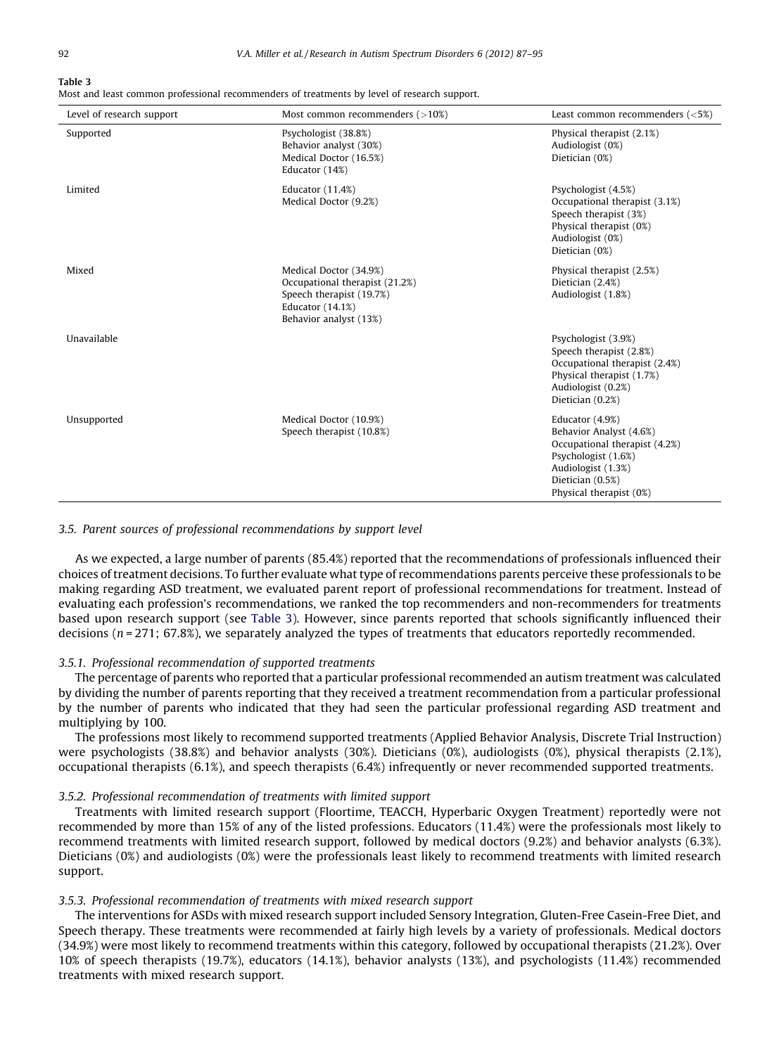**Table 3**
Most and least common professional recommenders of treatments by level of research support.

| Level of research support | Most common recommenders (>10%) | Least common recommenders (<5%) |
|---|---|---|
| Supported | Psychologist (38.8%)<br>Behavior analyst (30%)<br>Medical Doctor (16.5%)<br>Educator (14%) | Physical therapist (2.1%)<br>Audiologist (0%)<br>Dietician (0%) |
| Limited | Educator (11.4%)<br>Medical Doctor (9.2%) | Psychologist (4.5%)<br>Occupational therapist (3.1%)<br>Speech therapist (3%)<br>Physical therapist (0%)<br>Audiologist (0%)<br>Dietician (0%) |
| Mixed | Medical Doctor (34.9%)<br>Occupational therapist (21.2%)<br>Speech therapist (19.7%)<br>Educator (14.1%)<br>Behavior analyst (13%) | Physical therapist (2.5%)<br>Dietician (2.4%)<br>Audiologist (1.8%) |
| Unavailable | | Psychologist (3.9%)<br>Speech therapist (2.8%)<br>Occupational therapist (2.4%)<br>Physical therapist (1.7%)<br>Audiologist (0.2%)<br>Dietician (0.2%) |
| Unsupported | Medical Doctor (10.9%)<br>Speech therapist (10.8%) | Educator (4.9%)<br>Behavior Analyst (4.6%)<br>Occupational therapist (4.2%)<br>Psychologist (1.6%)<br>Audiologist (1.3%)<br>Dietician (0.5%)<br>Physical therapist (0%) |

### *3.5. Parent sources of professional recommendations by support level*

As we expected, a large number of parents (85.4%) reported that the recommendations of professionals influenced their choices of treatment decisions. To further evaluate what type of recommendations parents perceive these professionals to be making regarding ASD treatment, we evaluated parent report of professional recommendations for treatment. Instead of evaluating each profession's recommendations, we ranked the top recommenders and non-recommenders for treatments based upon research support (see Table 3). However, since parents reported that schools significantly influenced their decisions ($n = 271$; 67.8%), we separately analyzed the types of treatments that educators reportedly recommended.

#### *3.5.1. Professional recommendation of supported treatments*

The percentage of parents who reported that a particular professional recommended an autism treatment was calculated by dividing the number of parents reporting that they received a treatment recommendation from a particular professional by the number of parents who indicated that they had seen the particular professional regarding ASD treatment and multiplying by 100.

The professions most likely to recommend supported treatments (Applied Behavior Analysis, Discrete Trial Instruction) were psychologists (38.8%) and behavior analysts (30%). Dieticians (0%), audiologists (0%), physical therapists (2.1%), occupational therapists (6.1%), and speech therapists (6.4%) infrequently or never recommended supported treatments.

#### *3.5.2. Professional recommendation of treatments with limited support*

Treatments with limited research support (Floortime, TEACCH, Hyperbaric Oxygen Treatment) reportedly were not recommended by more than 15% of any of the listed professions. Educators (11.4%) were the professionals most likely to recommend treatments with limited research support, followed by medical doctors (9.2%) and behavior analysts (6.3%). Dieticians (0%) and audiologists (0%) were the professionals least likely to recommend treatments with limited research support.

#### *3.5.3. Professional recommendation of treatments with mixed research support*

The interventions for ASDs with mixed research support included Sensory Integration, Gluten-Free Casein-Free Diet, and Speech therapy. These treatments were recommended at fairly high levels by a variety of professionals. Medical doctors (34.9%) were most likely to recommend treatments within this category, followed by occupational therapists (21.2%). Over 10% of speech therapists (19.7%), educators (14.1%), behavior analysts (13%), and psychologists (11.4%) recommended treatments with mixed research support.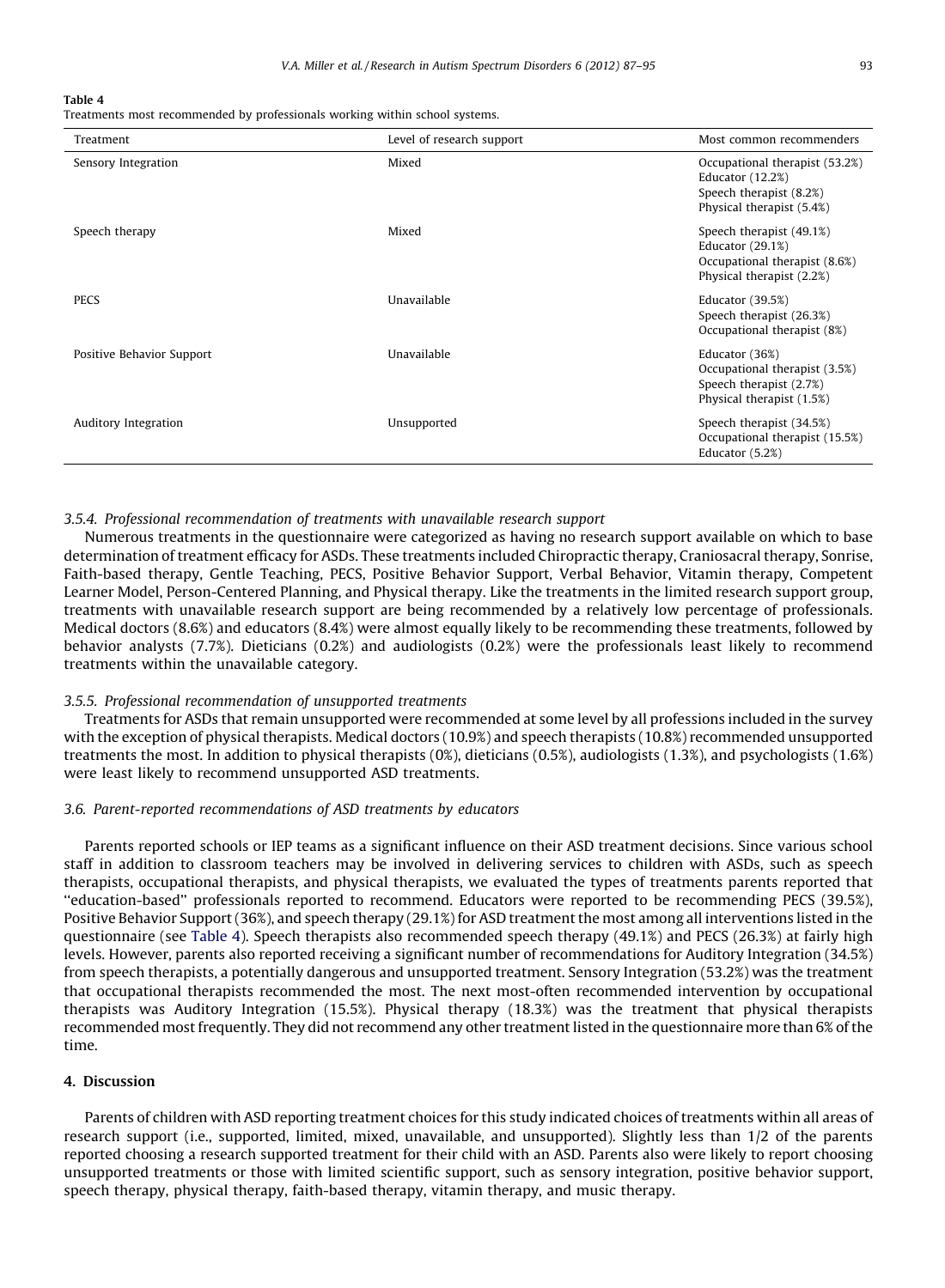**Table 4**
Treatments most recommended by professionals working within school systems.

| Treatment | Level of research support | Most common recommenders |
|---|---|---|
| Sensory Integration | Mixed | Occupational therapist (53.2%)<br>Educator (12.2%)<br>Speech therapist (8.2%)<br>Physical therapist (5.4%) |
| Speech therapy | Mixed | Speech therapist (49.1%)<br>Educator (29.1%)<br>Occupational therapist (8.6%)<br>Physical therapist (2.2%) |
| PECS | Unavailable | Educator (39.5%)<br>Speech therapist (26.3%)<br>Occupational therapist (8%) |
| Positive Behavior Support | Unavailable | Educator (36%)<br>Occupational therapist (3.5%)<br>Speech therapist (2.7%)<br>Physical therapist (1.5%) |
| Auditory Integration | Unsupported | Speech therapist (34.5%)<br>Occupational therapist (15.5%)<br>Educator (5.2%) |

#### *3.5.4. Professional recommendation of treatments with unavailable research support*

Numerous treatments in the questionnaire were categorized as having no research support available on which to base determination of treatment efficacy for ASDs. These treatments included Chiropractic therapy, Craniosacral therapy, Sonrise, Faith-based therapy, Gentle Teaching, PECS, Positive Behavior Support, Verbal Behavior, Vitamin therapy, Competent Learner Model, Person-Centered Planning, and Physical therapy. Like the treatments in the limited research support group, treatments with unavailable research support are being recommended by a relatively low percentage of professionals. Medical doctors (8.6%) and educators (8.4%) were almost equally likely to be recommending these treatments, followed by behavior analysts (7.7%). Dieticians (0.2%) and audiologists (0.2%) were the professionals least likely to recommend treatments within the unavailable category.

#### *3.5.5. Professional recommendation of unsupported treatments*

Treatments for ASDs that remain unsupported were recommended at some level by all professions included in the survey with the exception of physical therapists. Medical doctors (10.9%) and speech therapists (10.8%) recommended unsupported treatments the most. In addition to physical therapists (0%), dieticians (0.5%), audiologists (1.3%), and psychologists (1.6%) were least likely to recommend unsupported ASD treatments.

### *3.6. Parent-reported recommendations of ASD treatments by educators*

Parents reported schools or IEP teams as a significant influence on their ASD treatment decisions. Since various school staff in addition to classroom teachers may be involved in delivering services to children with ASDs, such as speech therapists, occupational therapists, and physical therapists, we evaluated the types of treatments parents reported that "education-based" professionals reported to recommend. Educators were reported to be recommending PECS (39.5%), Positive Behavior Support (36%), and speech therapy (29.1%) for ASD treatment the most among all interventions listed in the questionnaire (see Table 4). Speech therapists also recommended speech therapy (49.1%) and PECS (26.3%) at fairly high levels. However, parents also reported receiving a significant number of recommendations for Auditory Integration (34.5%) from speech therapists, a potentially dangerous and unsupported treatment. Sensory Integration (53.2%) was the treatment that occupational therapists recommended the most. The next most-often recommended intervention by occupational therapists was Auditory Integration (15.5%). Physical therapy (18.3%) was the treatment that physical therapists recommended most frequently. They did not recommend any other treatment listed in the questionnaire more than 6% of the time.

## 4. Discussion

Parents of children with ASD reporting treatment choices for this study indicated choices of treatments within all areas of research support (i.e., supported, limited, mixed, unavailable, and unsupported). Slightly less than 1/2 of the parents reported choosing a research supported treatment for their child with an ASD. Parents also were likely to report choosing unsupported treatments or those with limited scientific support, such as sensory integration, positive behavior support, speech therapy, physical therapy, faith-based therapy, vitamin therapy, and music therapy.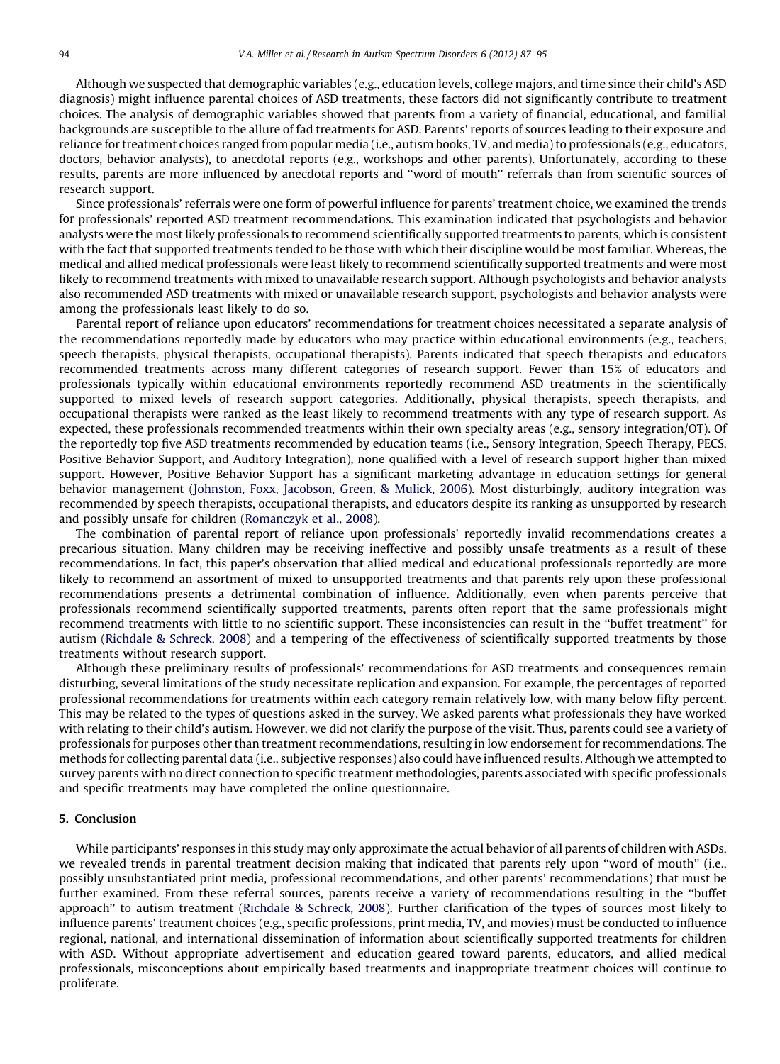Although we suspected that demographic variables (e.g., education levels, college majors, and time since their child's ASD diagnosis) might influence parental choices of ASD treatments, these factors did not significantly contribute to treatment choices. The analysis of demographic variables showed that parents from a variety of financial, educational, and familial backgrounds are susceptible to the allure of fad treatments for ASD. Parents' reports of sources leading to their exposure and reliance for treatment choices ranged from popular media (i.e., autism books, TV, and media) to professionals (e.g., educators, doctors, behavior analysts), to anecdotal reports (e.g., workshops and other parents). Unfortunately, according to these results, parents are more influenced by anecdotal reports and ''word of mouth'' referrals than from scientific sources of research support.

Since professionals' referrals were one form of powerful influence for parents' treatment choice, we examined the trends for professionals' reported ASD treatment recommendations. This examination indicated that psychologists and behavior analysts were the most likely professionals to recommend scientifically supported treatments to parents, which is consistent with the fact that supported treatments tended to be those with which their discipline would be most familiar. Whereas, the medical and allied medical professionals were least likely to recommend scientifically supported treatments and were most likely to recommend treatments with mixed to unavailable research support. Although psychologists and behavior analysts also recommended ASD treatments with mixed or unavailable research support, psychologists and behavior analysts were among the professionals least likely to do so.

Parental report of reliance upon educators' recommendations for treatment choices necessitated a separate analysis of the recommendations reportedly made by educators who may practice within educational environments (e.g., teachers, speech therapists, physical therapists, occupational therapists). Parents indicated that speech therapists and educators recommended treatments across many different categories of research support. Fewer than 15% of educators and professionals typically within educational environments reportedly recommend ASD treatments in the scientifically supported to mixed levels of research support categories. Additionally, physical therapists, speech therapists, and occupational therapists were ranked as the least likely to recommend treatments with any type of research support. As expected, these professionals recommended treatments within their own specialty areas (e.g., sensory integration/OT). Of the reportedly top five ASD treatments recommended by education teams (i.e., Sensory Integration, Speech Therapy, PECS, Positive Behavior Support, and Auditory Integration), none qualified with a level of research support higher than mixed support. However, Positive Behavior Support has a significant marketing advantage in education settings for general behavior management (Johnston, Foxx, Jacobson, Green, & Mulick, 2006). Most disturbingly, auditory integration was recommended by speech therapists, occupational therapists, and educators despite its ranking as unsupported by research and possibly unsafe for children (Romanczyk et al., 2008).

The combination of parental report of reliance upon professionals' reportedly invalid recommendations creates a precarious situation. Many children may be receiving ineffective and possibly unsafe treatments as a result of these recommendations. In fact, this paper's observation that allied medical and educational professionals reportedly are more likely to recommend an assortment of mixed to unsupported treatments and that parents rely upon these professional recommendations presents a detrimental combination of influence. Additionally, even when parents perceive that professionals recommend scientifically supported treatments, parents often report that the same professionals might recommend treatments with little to no scientific support. These inconsistencies can result in the ''buffet treatment'' for autism (Richdale & Schreck, 2008) and a tempering of the effectiveness of scientifically supported treatments by those treatments without research support.

Although these preliminary results of professionals' recommendations for ASD treatments and consequences remain disturbing, several limitations of the study necessitate replication and expansion. For example, the percentages of reported professional recommendations for treatments within each category remain relatively low, with many below fifty percent. This may be related to the types of questions asked in the survey. We asked parents what professionals they have worked with relating to their child's autism. However, we did not clarify the purpose of the visit. Thus, parents could see a variety of professionals for purposes other than treatment recommendations, resulting in low endorsement for recommendations. The methods for collecting parental data (i.e., subjective responses) also could have influenced results. Although we attempted to survey parents with no direct connection to specific treatment methodologies, parents associated with specific professionals and specific treatments may have completed the online questionnaire.

## 5. Conclusion

While participants' responses in this study may only approximate the actual behavior of all parents of children with ASDs, we revealed trends in parental treatment decision making that indicated that parents rely upon ''word of mouth'' (i.e., possibly unsubstantiated print media, professional recommendations, and other parents' recommendations) that must be further examined. From these referral sources, parents receive a variety of recommendations resulting in the ''buffet approach'' to autism treatment (Richdale & Schreck, 2008). Further clarification of the types of sources most likely to influence parents' treatment choices (e.g., specific professions, print media, TV, and movies) must be conducted to influence regional, national, and international dissemination of information about scientifically supported treatments for children with ASD. Without appropriate advertisement and education geared toward parents, educators, and allied medical professionals, misconceptions about empirically based treatments and inappropriate treatment choices will continue to proliferate.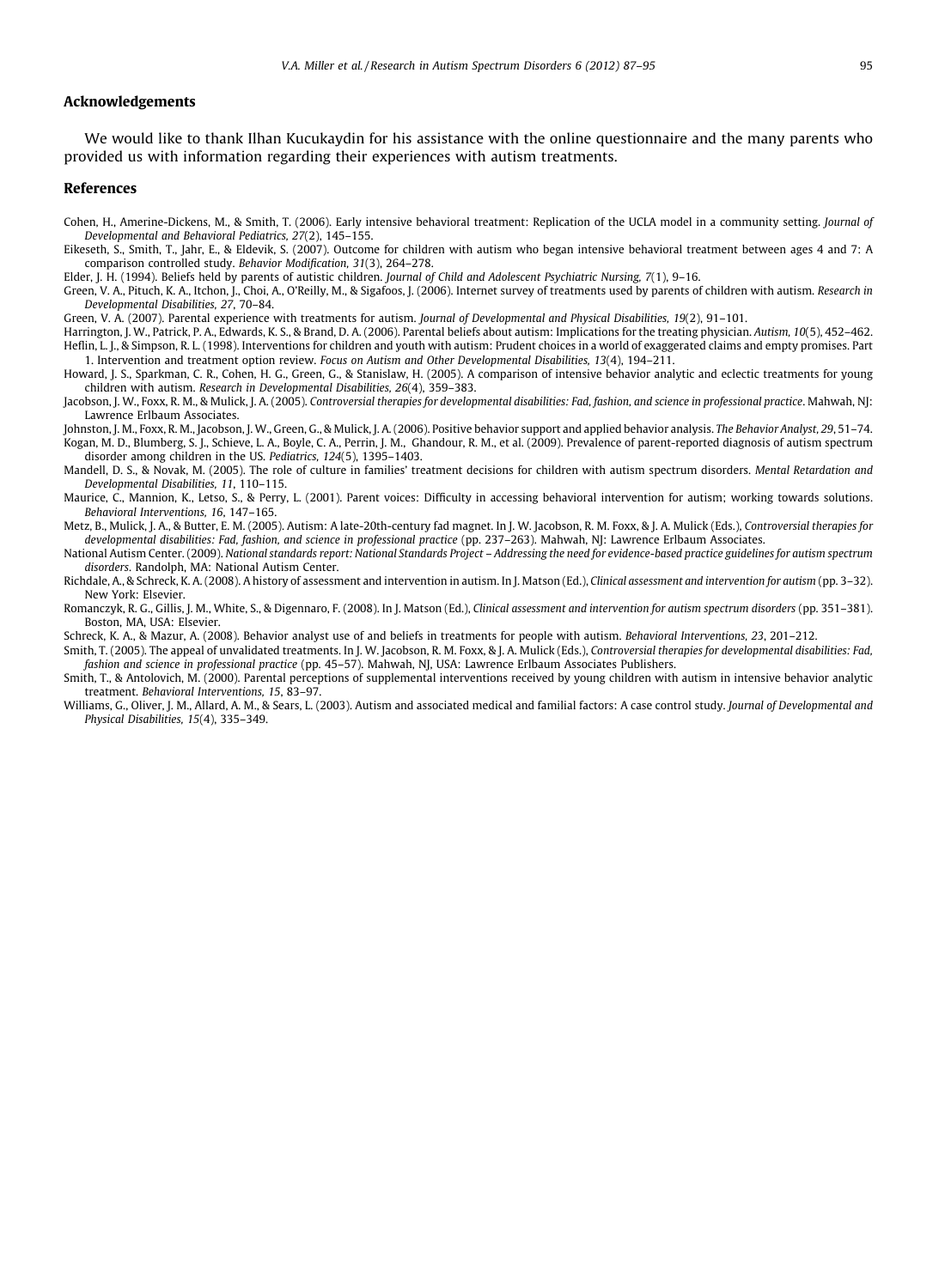## Acknowledgements

We would like to thank Ilhan Kucukaydin for his assistance with the online questionnaire and the many parents who provided us with information regarding their experiences with autism treatments.

## References

Cohen, H., Amerine-Dickens, M., & Smith, T. (2006). Early intensive behavioral treatment: Replication of the UCLA model in a community setting. *Journal of Developmental and Behavioral Pediatrics, 27*(2), 145–155.

Eikeseth, S., Smith, T., Jahr, E., & Eldevik, S. (2007). Outcome for children with autism who began intensive behavioral treatment between ages 4 and 7: A comparison controlled study. *Behavior Modification, 31*(3), 264–278.

Elder, J. H. (1994). Beliefs held by parents of autistic children. *Journal of Child and Adolescent Psychiatric Nursing, 7*(1), 9–16.

Green, V. A., Pituch, K. A., Itchon, J., Choi, A., O'Reilly, M., & Sigafoos, J. (2006). Internet survey of treatments used by parents of children with autism. *Research in Developmental Disabilities, 27*, 70–84.

Green, V. A. (2007). Parental experience with treatments for autism. *Journal of Developmental and Physical Disabilities, 19*(2), 91–101.

Harrington, J. W., Patrick, P. A., Edwards, K. S., & Brand, D. A. (2006). Parental beliefs about autism: Implications for the treating physician. *Autism, 10*(5), 452–462.

Heflin, L. J., & Simpson, R. L. (1998). Interventions for children and youth with autism: Prudent choices in a world of exaggerated claims and empty promises. Part 1. Intervention and treatment option review. *Focus on Autism and Other Developmental Disabilities, 13*(4), 194–211.

Howard, J. S., Sparkman, C. R., Cohen, H. G., Green, G., & Stanislaw, H. (2005). A comparison of intensive behavior analytic and eclectic treatments for young children with autism. *Research in Developmental Disabilities, 26*(4), 359–383.

Jacobson, J. W., Foxx, R. M., & Mulick, J. A. (2005). *Controversial therapies for developmental disabilities: Fad, fashion, and science in professional practice*. Mahwah, NJ: Lawrence Erlbaum Associates.

Johnston, J. M., Foxx, R. M., Jacobson, J. W., Green, G., & Mulick, J. A. (2006). Positive behavior support and applied behavior analysis. *The Behavior Analyst, 29*, 51–74.

Kogan, M. D., Blumberg, S. J., Schieve, L. A., Boyle, C. A., Perrin, J. M., Ghandour, R. M., et al. (2009). Prevalence of parent-reported diagnosis of autism spectrum disorder among children in the US. *Pediatrics, 124*(5), 1395–1403.

Mandell, D. S., & Novak, M. (2005). The role of culture in families' treatment decisions for children with autism spectrum disorders. *Mental Retardation and Developmental Disabilities, 11*, 110–115.

Maurice, C., Mannion, K., Letso, S., & Perry, L. (2001). Parent voices: Difficulty in accessing behavioral intervention for autism; working towards solutions. *Behavioral Interventions, 16*, 147–165.

Metz, B., Mulick, J. A., & Butter, E. M. (2005). Autism: A late-20th-century fad magnet. In J. W. Jacobson, R. M. Foxx, & J. A. Mulick (Eds.), *Controversial therapies for developmental disabilities: Fad, fashion, and science in professional practice* (pp. 237–263). Mahwah, NJ: Lawrence Erlbaum Associates.

National Autism Center. (2009). *National standards report: National Standards Project – Addressing the need for evidence-based practice guidelines for autism spectrum disorders*. Randolph, MA: National Autism Center.

Richdale, A., & Schreck, K. A. (2008). A history of assessment and intervention in autism. In J. Matson (Ed.), *Clinical assessment and intervention for autism* (pp. 3–32). New York: Elsevier.

Romanczyk, R. G., Gillis, J. M., White, S., & Digennaro, F. (2008). In J. Matson (Ed.), *Clinical assessment and intervention for autism spectrum disorders* (pp. 351–381). Boston, MA, USA: Elsevier.

Schreck, K. A., & Mazur, A. (2008). Behavior analyst use of and beliefs in treatments for people with autism. *Behavioral Interventions, 23*, 201–212.

Smith, T. (2005). The appeal of unvalidated treatments. In J. W. Jacobson, R. M. Foxx, & J. A. Mulick (Eds.), *Controversial therapies for developmental disabilities: Fad, fashion and science in professional practice* (pp. 45–57). Mahwah, NJ, USA: Lawrence Erlbaum Associates Publishers.

Smith, T., & Antolovich, M. (2000). Parental perceptions of supplemental interventions received by young children with autism in intensive behavior analytic treatment. *Behavioral Interventions, 15*, 83–97.

Williams, G., Oliver, J. M., Allard, A. M., & Sears, L. (2003). Autism and associated medical and familial factors: A case control study. *Journal of Developmental and Physical Disabilities, 15*(4), 335–349.